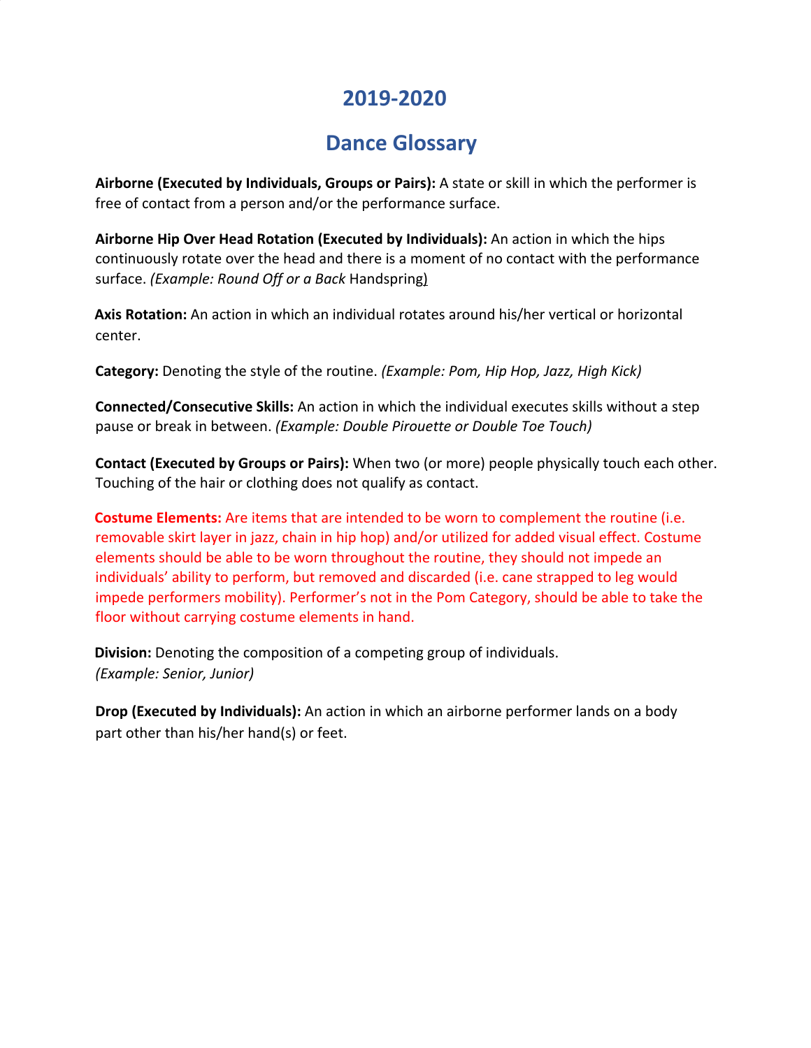# 2019-2020

# Dance Glossary

**Airborne (Executed by Individuals, Groups or Pairs):** A state or skill in which the performer is free of contact from a person and/or the performance surface.

**Airborne Hip Over Head Rotation (Executed by Individuals):** An action in which the hips continuously rotate over the head and there is a moment of no contact with the performance surface. *(Example: Round Off or a Back* Handspring)

**Axis Rotation:** An action in which an individual rotates around his/her vertical or horizontal center.

**Category:** Denoting the style of the routine. *(Example: Pom, Hip Hop, Jazz, High Kick)*

**Connected/Consecutive Skills:** An action in which the individual executes skills without a step pause or break in between. *(Example: Double Pirouette or Double Toe Touch)*

**Contact (Executed by Groups or Pairs):** When two (or more) people physically touch each other. Touching of the hair or clothing does not qualify as contact.

**Costume Elements:** Are items that are intended to be worn to complement the routine (i.e. removable skirt layer in jazz, chain in hip hop) and/or utilized for added visual effect. Costume elements should be able to be worn throughout the routine, they should not impede an individuals' ability to perform, but removed and discarded (i.e. cane strapped to leg would impede performers mobility). Performer's not in the Pom Category, should be able to take the floor without carrying costume elements in hand.

**Division:** Denoting the composition of a competing group of individuals. *(Example: Senior, Junior)*

**Drop (Executed by Individuals):** An action in which an airborne performer lands on a body part other than his/her hand(s) or feet.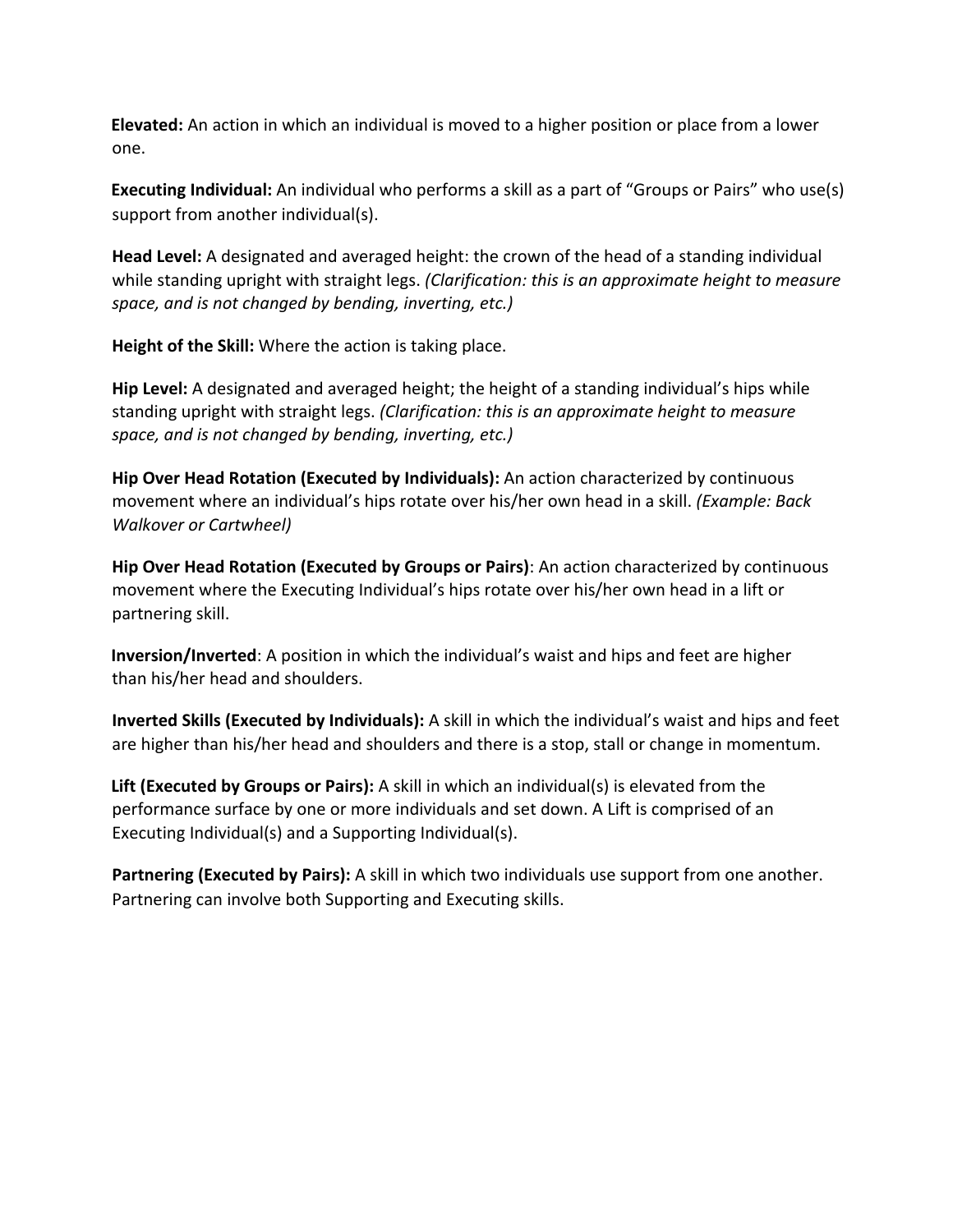**Elevated:** An action in which an individual is moved to a higher position or place from a lower one.

**Executing Individual:** An individual who performs a skill as a part of "Groups or Pairs" who use(s) support from another individual(s).

**Head Level:** A designated and averaged height: the crown of the head of a standing individual while standing upright with straight legs. *(Clarification: this is an approximate height to measure space, and is not changed by bending, inverting, etc.)*

**Height of the Skill:** Where the action is taking place.

**Hip Level:** A designated and averaged height; the height of a standing individual's hips while standing upright with straight legs. *(Clarification: this is an approximate height to measure space, and is not changed by bending, inverting, etc.)*

**Hip Over Head Rotation (Executed by Individuals):** An action characterized by continuous movement where an individual's hips rotate over his/her own head in a skill. *(Example: Back Walkover or Cartwheel)*

**Hip Over Head Rotation (Executed by Groups or Pairs)**: An action characterized by continuous movement where the Executing Individual's hips rotate over his/her own head in a lift or partnering skill.

**Inversion/Inverted**: A position in which the individual's waist and hips and feet are higher than his/her head and shoulders.

**Inverted Skills (Executed by Individuals):** A skill in which the individual's waist and hips and feet are higher than his/her head and shoulders and there is a stop, stall or change in momentum.

**Lift (Executed by Groups or Pairs):** A skill in which an individual(s) is elevated from the performance surface by one or more individuals and set down. A Lift is comprised of an Executing Individual(s) and a Supporting Individual(s).

**Partnering (Executed by Pairs):** A skill in which two individuals use support from one another. Partnering can involve both Supporting and Executing skills.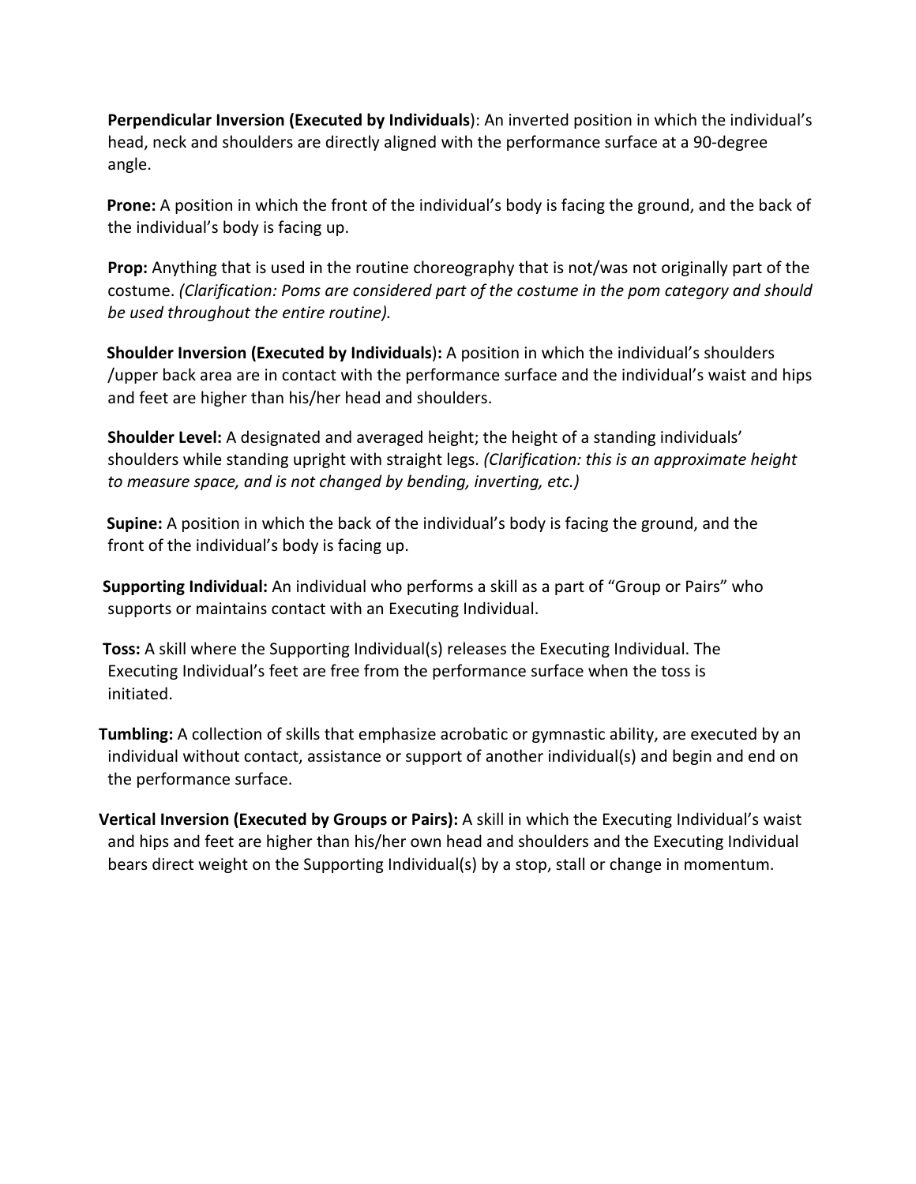**Perpendicular Inversion (Executed by Individuals**): An inverted position in which the individual's head, neck and shoulders are directly aligned with the performance surface at a 90-degree angle.

**Prone:** A position in which the front of the individual's body is facing the ground, and the back of the individual's body is facing up.

**Prop:** Anything that is used in the routine choreography that is not/was not originally part of the costume. *(Clarification: Poms are considered part of the costume in the pom category and should be used throughout the entire routine).*

**Shoulder Inversion (Executed by Individuals**)**:** A position in which the individual's shoulders /upper back area are in contact with the performance surface and the individual's waist and hips and feet are higher than his/her head and shoulders.

**Shoulder Level:** A designated and averaged height; the height of a standing individuals' shoulders while standing upright with straight legs. *(Clarification: this is an approximate height to measure space, and is not changed by bending, inverting, etc.)*

**Supine:** A position in which the back of the individual's body is facing the ground, and the front of the individual's body is facing up.

**Supporting Individual:** An individual who performs a skill as a part of "Group or Pairs" who supports or maintains contact with an Executing Individual.

**Toss:** A skill where the Supporting Individual(s) releases the Executing Individual. The Executing Individual's feet are free from the performance surface when the toss is initiated.

**Tumbling:** A collection of skills that emphasize acrobatic or gymnastic ability, are executed by an individual without contact, assistance or support of another individual(s) and begin and end on the performance surface.

**Vertical Inversion (Executed by Groups or Pairs):** A skill in which the Executing Individual's waist and hips and feet are higher than his/her own head and shoulders and the Executing Individual bears direct weight on the Supporting Individual(s) by a stop, stall or change in momentum.